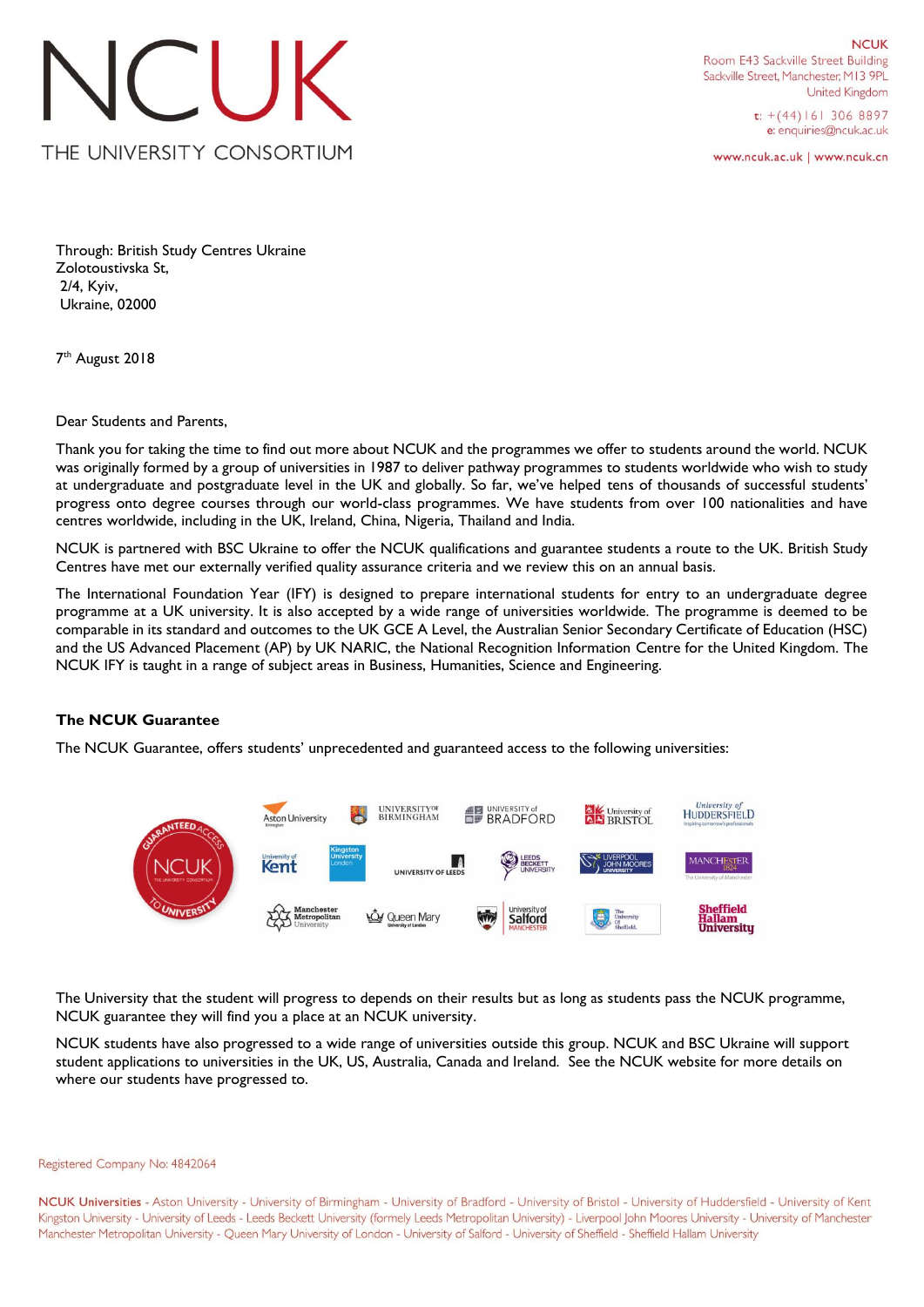# NCUK

THE UNIVERSITY CONSORTIUM

NCUK
Room E43 Sackville Street Building
Sackville Street, Manchester, M13 9PL
United Kingdom

t: +(44)161 306 8897
e: enquiries@ncuk.ac.uk

www.ncuk.ac.uk | www.ncuk.cn

Through: British Study Centres Ukraine
Zolotoustivska St,
2/4, Kyiv,
Ukraine, 02000

7th August 2018

Dear Students and Parents,

Thank you for taking the time to find out more about NCUK and the programmes we offer to students around the world. NCUK was originally formed by a group of universities in 1987 to deliver pathway programmes to students worldwide who wish to study at undergraduate and postgraduate level in the UK and globally. So far, we've helped tens of thousands of successful students' progress onto degree courses through our world-class programmes. We have students from over 100 nationalities and have centres worldwide, including in the UK, Ireland, China, Nigeria, Thailand and India.

NCUK is partnered with BSC Ukraine to offer the NCUK qualifications and guarantee students a route to the UK. British Study Centres have met our externally verified quality assurance criteria and we review this on an annual basis.

The International Foundation Year (IFY) is designed to prepare international students for entry to an undergraduate degree programme at a UK university. It is also accepted by a wide range of universities worldwide. The programme is deemed to be comparable in its standard and outcomes to the UK GCE A Level, the Australian Senior Secondary Certificate of Education (HSC) and the US Advanced Placement (AP) by UK NARIC, the National Recognition Information Centre for the United Kingdom. The NCUK IFY is taught in a range of subject areas in Business, Humanities, Science and Engineering.

### The NCUK Guarantee

The NCUK Guarantee, offers students' unprecedented and guaranteed access to the following universities:

Guaranteed Access to University: Aston University, University of Birmingham, University of Bradford, University of Bristol, University of Huddersfield, University of Kent, Kingston University London, University of Leeds, Leeds Beckett University, Liverpool John Moores University, The University of Manchester, Manchester Metropolitan University, Queen Mary University of London, University of Salford Manchester, The University of Sheffield, Sheffield Hallam University

The University that the student will progress to depends on their results but as long as students pass the NCUK programme, NCUK guarantee they will find you a place at an NCUK university.

NCUK students have also progressed to a wide range of universities outside this group. NCUK and BSC Ukraine will support student applications to universities in the UK, US, Australia, Canada and Ireland. See the NCUK website for more details on where our students have progressed to.

Registered Company No: 4842064

**NCUK Universities** - Aston University - University of Birmingham - University of Bradford - University of Bristol - University of Huddersfield - University of Kent
Kingston University - University of Leeds - Leeds Beckett University (formely Leeds Metropolitan University) - Liverpool John Moores University - University of Manchester
Manchester Metropolitan University - Queen Mary University of London - University of Salford - University of Sheffield - Sheffield Hallam University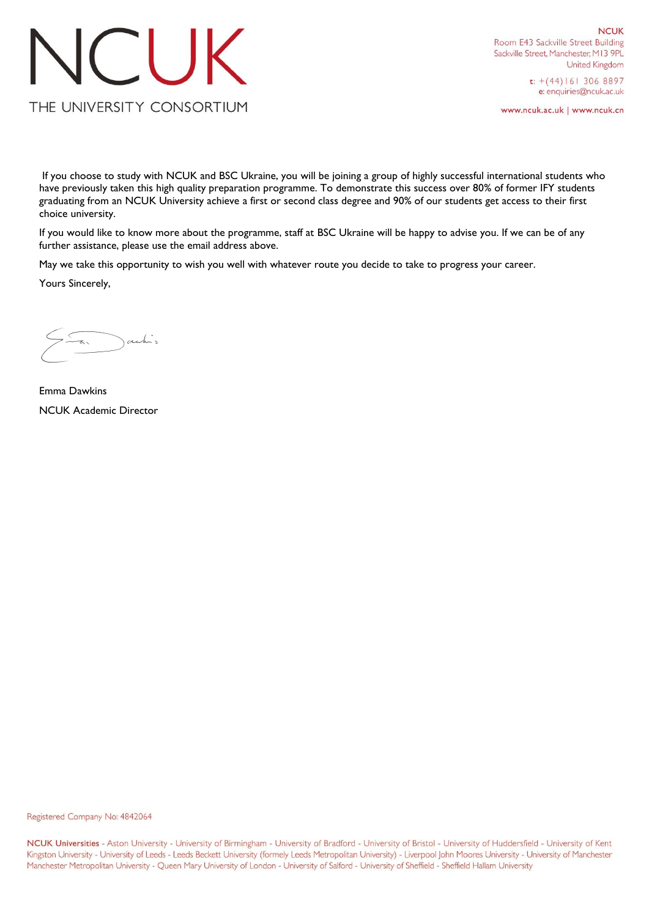# NCUK

THE UNIVERSITY CONSORTIUM

NCUK
Room E43 Sackville Street Building
Sackville Street, Manchester, M13 9PL
United Kingdom

t: +(44)161 306 8897
e: enquiries@ncuk.ac.uk

www.ncuk.ac.uk | www.ncuk.cn

If you choose to study with NCUK and BSC Ukraine, you will be joining a group of highly successful international students who have previously taken this high quality preparation programme. To demonstrate this success over 80% of former IFY students graduating from an NCUK University achieve a first or second class degree and 90% of our students get access to their first choice university.

If you would like to know more about the programme, staff at BSC Ukraine will be happy to advise you. If we can be of any further assistance, please use the email address above.

May we take this opportunity to wish you well with whatever route you decide to take to progress your career.

Yours Sincerely,

Emma Dawkins

NCUK Academic Director

Registered Company No: 4842064

**NCUK Universities** - Aston University - University of Birmingham - University of Bradford - University of Bristol - University of Huddersfield - University of Kent Kingston University - University of Leeds - Leeds Beckett University (formely Leeds Metropolitan University) - Liverpool John Moores University - University of Manchester Manchester Metropolitan University - Queen Mary University of London - University of Salford - University of Sheffield - Sheffield Hallam University